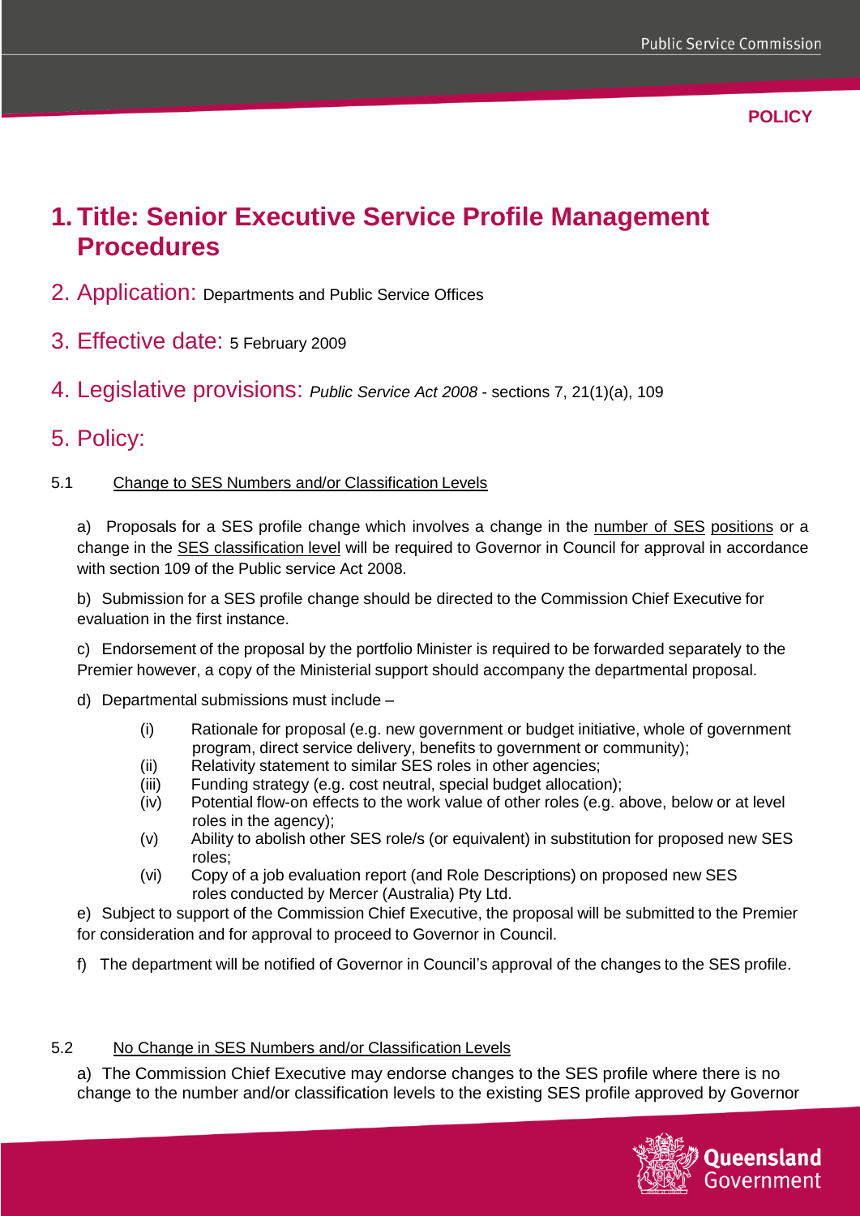**POLICY**

# 1. Title: Senior Executive Service Profile Management Procedures

## 2. Application: Departments and Public Service Offices

## 3. Effective date: 5 February 2009

## 4. Legislative provisions: *Public Service Act 2008* - sections 7, 21(1)(a), 109

## 5. Policy:

### 5.1 Change to SES Numbers and/or Classification Levels

a) Proposals for a SES profile change which involves a change in the number of SES positions or a change in the SES classification level will be required to Governor in Council for approval in accordance with section 109 of the Public service Act 2008.

b) Submission for a SES profile change should be directed to the Commission Chief Executive for evaluation in the first instance.

c) Endorsement of the proposal by the portfolio Minister is required to be forwarded separately to the Premier however, a copy of the Ministerial support should accompany the departmental proposal.

d) Departmental submissions must include –

- (i) Rationale for proposal (e.g. new government or budget initiative, whole of government program, direct service delivery, benefits to government or community);
- (ii) Relativity statement to similar SES roles in other agencies;
- (iii) Funding strategy (e.g. cost neutral, special budget allocation);
- (iv) Potential flow-on effects to the work value of other roles (e.g. above, below or at level roles in the agency);
- (v) Ability to abolish other SES role/s (or equivalent) in substitution for proposed new SES roles;
- (vi) Copy of a job evaluation report (and Role Descriptions) on proposed new SES roles conducted by Mercer (Australia) Pty Ltd.

e) Subject to support of the Commission Chief Executive, the proposal will be submitted to the Premier for consideration and for approval to proceed to Governor in Council.

f) The department will be notified of Governor in Council's approval of the changes to the SES profile.

### 5.2 No Change in SES Numbers and/or Classification Levels

a) The Commission Chief Executive may endorse changes to the SES profile where there is no change to the number and/or classification levels to the existing SES profile approved by Governor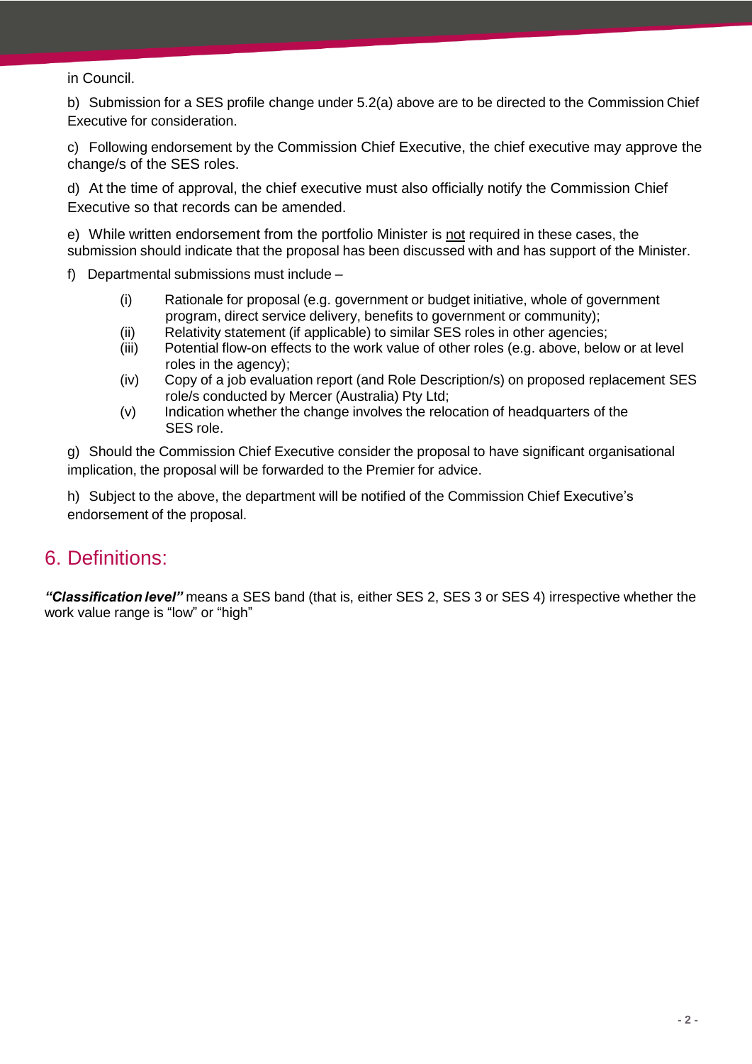in Council.

b) Submission for a SES profile change under 5.2(a) above are to be directed to the Commission Chief Executive for consideration.

c) Following endorsement by the Commission Chief Executive, the chief executive may approve the change/s of the SES roles.

d) At the time of approval, the chief executive must also officially notify the Commission Chief Executive so that records can be amended.

e) While written endorsement from the portfolio Minister is <u>not</u> required in these cases, the submission should indicate that the proposal has been discussed with and has support of the Minister.

f) Departmental submissions must include –

- (i) Rationale for proposal (e.g. government or budget initiative, whole of government program, direct service delivery, benefits to government or community);
- (ii) Relativity statement (if applicable) to similar SES roles in other agencies;
- (iii) Potential flow-on effects to the work value of other roles (e.g. above, below or at level roles in the agency);
- (iv) Copy of a job evaluation report (and Role Description/s) on proposed replacement SES role/s conducted by Mercer (Australia) Pty Ltd;
- (v) Indication whether the change involves the relocation of headquarters of the SES role.

g) Should the Commission Chief Executive consider the proposal to have significant organisational implication, the proposal will be forwarded to the Premier for advice.

h) Subject to the above, the department will be notified of the Commission Chief Executive's endorsement of the proposal.

## 6. Definitions:

***"Classification level"*** means a SES band (that is, either SES 2, SES 3 or SES 4) irrespective whether the work value range is "low" or "high"